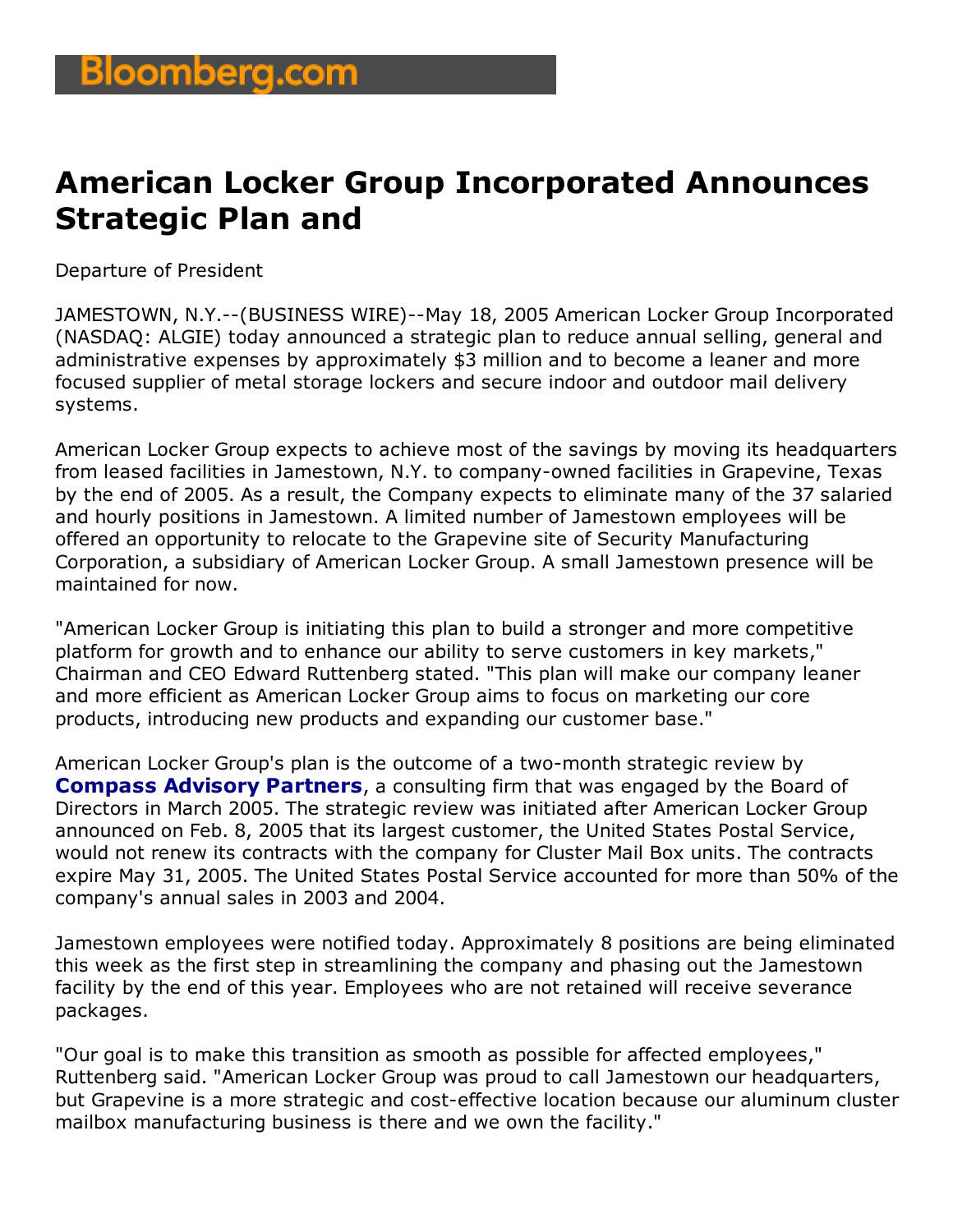# American Locker Group Incorporated Announces Strategic Plan and

Departure of President

JAMESTOWN, N.Y.--(BUSINESS WIRE)--May 18, 2005 American Locker Group Incorporated (NASDAQ: ALGIE) today announced a strategic plan to reduce annual selling, general and administrative expenses by approximately $3 million and to become a leaner and more focused supplier of metal storage lockers and secure indoor and outdoor mail delivery systems.

American Locker Group expects to achieve most of the savings by moving its headquarters from leased facilities in Jamestown, N.Y. to company-owned facilities in Grapevine, Texas by the end of 2005. As a result, the Company expects to eliminate many of the 37 salaried and hourly positions in Jamestown. A limited number of Jamestown employees will be offered an opportunity to relocate to the Grapevine site of Security Manufacturing Corporation, a subsidiary of American Locker Group. A small Jamestown presence will be maintained for now.

"American Locker Group is initiating this plan to build a stronger and more competitive platform for growth and to enhance our ability to serve customers in key markets," Chairman and CEO Edward Ruttenberg stated. "This plan will make our company leaner and more efficient as American Locker Group aims to focus on marketing our core products, introducing new products and expanding our customer base."

American Locker Group's plan is the outcome of a two-month strategic review by **Compass Advisory Partners**, a consulting firm that was engaged by the Board of Directors in March 2005. The strategic review was initiated after American Locker Group announced on Feb. 8, 2005 that its largest customer, the United States Postal Service, would not renew its contracts with the company for Cluster Mail Box units. The contracts expire May 31, 2005. The United States Postal Service accounted for more than 50% of the company's annual sales in 2003 and 2004.

Jamestown employees were notified today. Approximately 8 positions are being eliminated this week as the first step in streamlining the company and phasing out the Jamestown facility by the end of this year. Employees who are not retained will receive severance packages.

"Our goal is to make this transition as smooth as possible for affected employees," Ruttenberg said. "American Locker Group was proud to call Jamestown our headquarters, but Grapevine is a more strategic and cost-effective location because our aluminum cluster mailbox manufacturing business is there and we own the facility."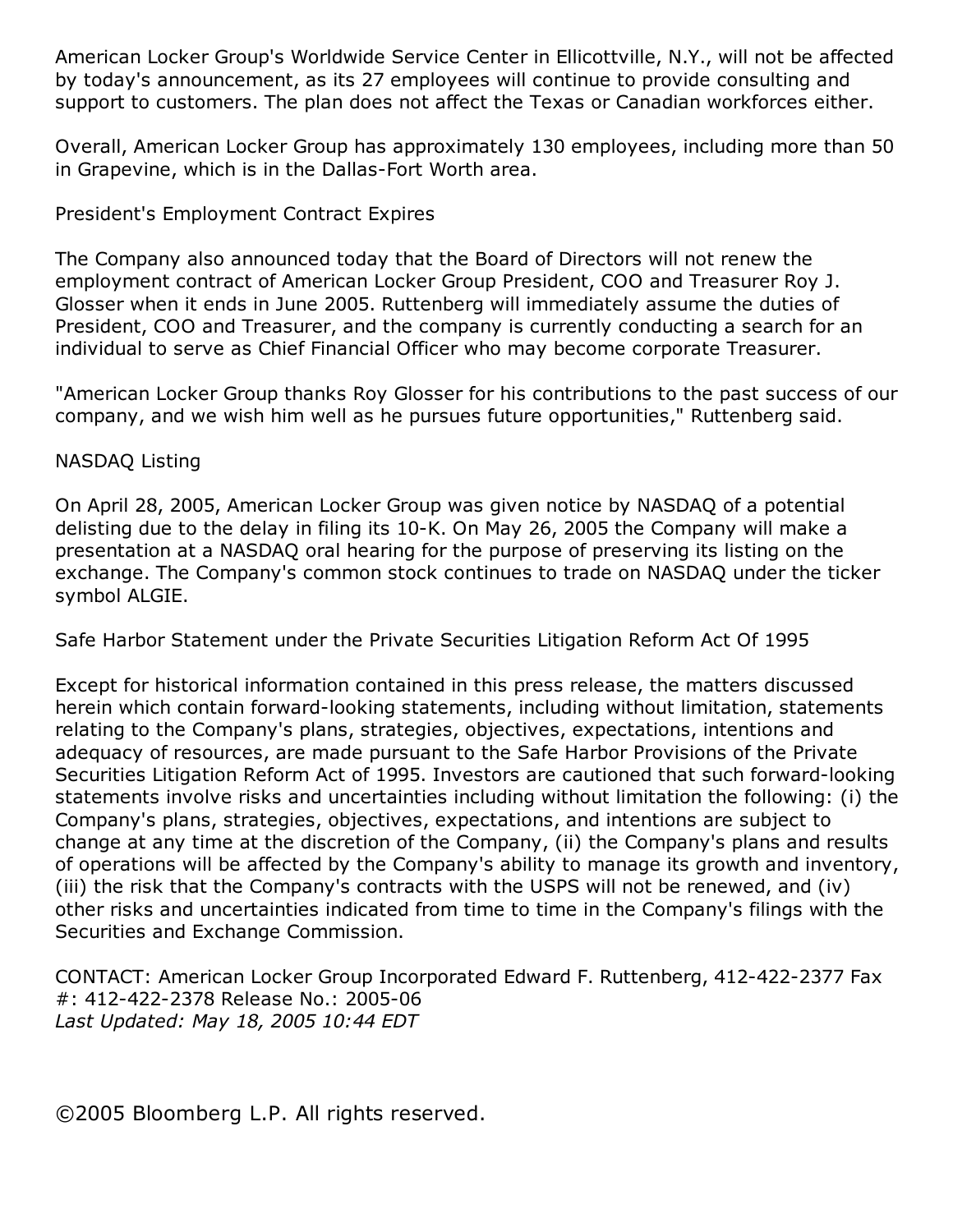American Locker Group's Worldwide Service Center in Ellicottville, N.Y., will not be affected by today's announcement, as its 27 employees will continue to provide consulting and support to customers. The plan does not affect the Texas or Canadian workforces either.

Overall, American Locker Group has approximately 130 employees, including more than 50 in Grapevine, which is in the Dallas-Fort Worth area.

President's Employment Contract Expires

The Company also announced today that the Board of Directors will not renew the employment contract of American Locker Group President, COO and Treasurer Roy J. Glosser when it ends in June 2005. Ruttenberg will immediately assume the duties of President, COO and Treasurer, and the company is currently conducting a search for an individual to serve as Chief Financial Officer who may become corporate Treasurer.

"American Locker Group thanks Roy Glosser for his contributions to the past success of our company, and we wish him well as he pursues future opportunities," Ruttenberg said.

NASDAQ Listing

On April 28, 2005, American Locker Group was given notice by NASDAQ of a potential delisting due to the delay in filing its 10-K. On May 26, 2005 the Company will make a presentation at a NASDAQ oral hearing for the purpose of preserving its listing on the exchange. The Company's common stock continues to trade on NASDAQ under the ticker symbol ALGIE.

Safe Harbor Statement under the Private Securities Litigation Reform Act Of 1995

Except for historical information contained in this press release, the matters discussed herein which contain forward-looking statements, including without limitation, statements relating to the Company's plans, strategies, objectives, expectations, intentions and adequacy of resources, are made pursuant to the Safe Harbor Provisions of the Private Securities Litigation Reform Act of 1995. Investors are cautioned that such forward-looking statements involve risks and uncertainties including without limitation the following: (i) the Company's plans, strategies, objectives, expectations, and intentions are subject to change at any time at the discretion of the Company, (ii) the Company's plans and results of operations will be affected by the Company's ability to manage its growth and inventory, (iii) the risk that the Company's contracts with the USPS will not be renewed, and (iv) other risks and uncertainties indicated from time to time in the Company's filings with the Securities and Exchange Commission.

CONTACT: American Locker Group Incorporated Edward F. Ruttenberg, 412-422-2377 Fax #: 412-422-2378 Release No.: 2005-06
*Last Updated: May 18, 2005 10:44 EDT*

©2005 Bloomberg L.P. All rights reserved.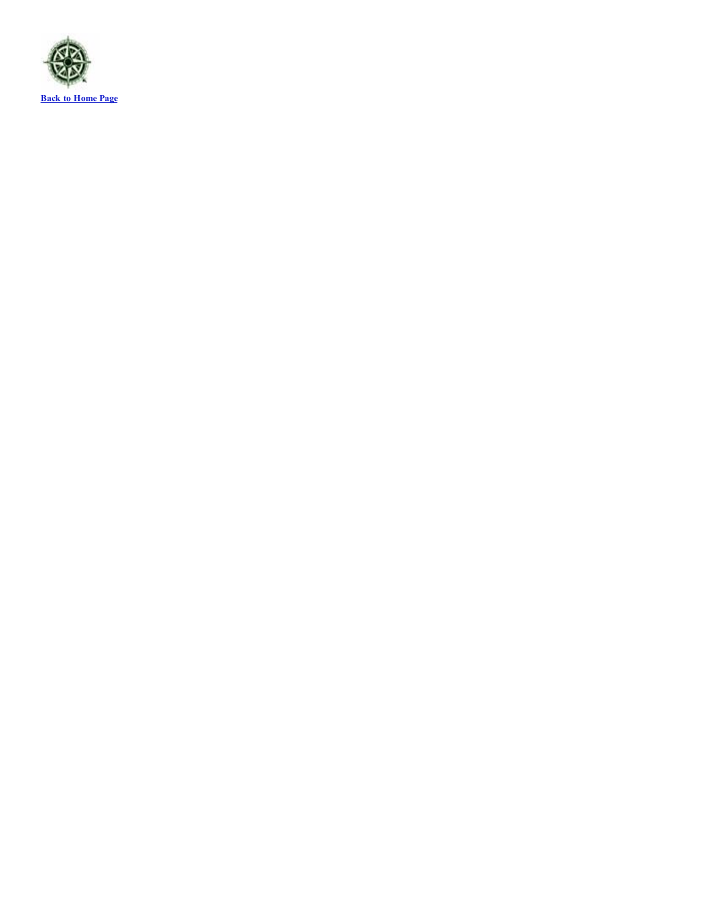[Back to Home Page]